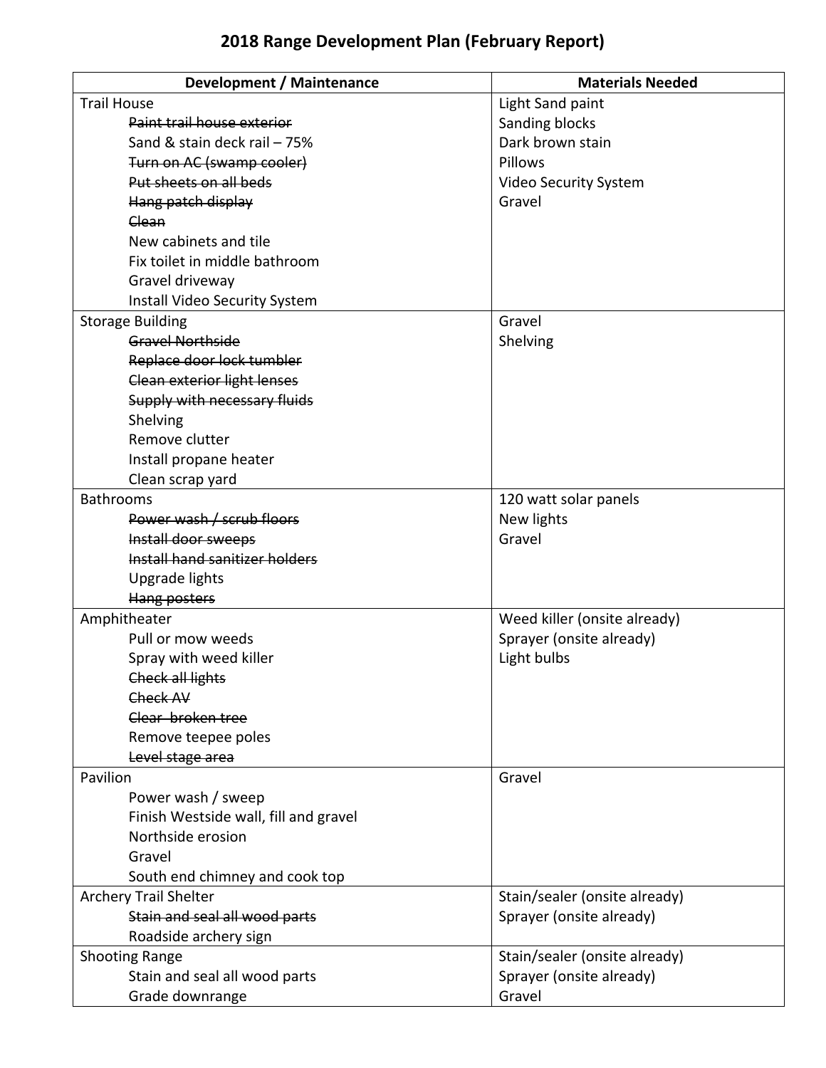# 2018 Range Development Plan (February Report)

| Development / Maintenance | Materials Needed |
|---|---|
| Trail House<br>~~Paint trail house exterior~~<br>Sand & stain deck rail – 75%<br>~~Turn on AC (swamp cooler)~~<br>~~Put sheets on all beds~~<br>~~Hang patch display~~<br>~~Clean~~<br>New cabinets and tile<br>Fix toilet in middle bathroom<br>Gravel driveway<br>Install Video Security System | Light Sand paint<br>Sanding blocks<br>Dark brown stain<br>Pillows<br>Video Security System<br>Gravel |
| Storage Building<br>~~Gravel Northside~~<br>~~Replace door lock tumbler~~<br>~~Clean exterior light lenses~~<br>~~Supply with necessary fluids~~<br>Shelving<br>Remove clutter<br>Install propane heater<br>Clean scrap yard | Gravel<br>Shelving |
| Bathrooms<br>~~Power wash / scrub floors~~<br>~~Install door sweeps~~<br>~~Install hand sanitizer holders~~<br>Upgrade lights<br>~~Hang posters~~ | 120 watt solar panels<br>New lights<br>Gravel |
| Amphitheater<br>Pull or mow weeds<br>Spray with weed killer<br>~~Check all lights~~<br>~~Check AV~~<br>~~Clear broken tree~~<br>Remove teepee poles<br>~~Level stage area~~ | Weed killer (onsite already)<br>Sprayer (onsite already)<br>Light bulbs |
| Pavilion<br>Power wash / sweep<br>Finish Westside wall, fill and gravel<br>Northside erosion<br>Gravel<br>South end chimney and cook top | Gravel |
| Archery Trail Shelter<br>~~Stain and seal all wood parts~~<br>Roadside archery sign | Stain/sealer (onsite already)<br>Sprayer (onsite already) |
| Shooting Range<br>Stain and seal all wood parts<br>Grade downrange | Stain/sealer (onsite already)<br>Sprayer (onsite already)<br>Gravel |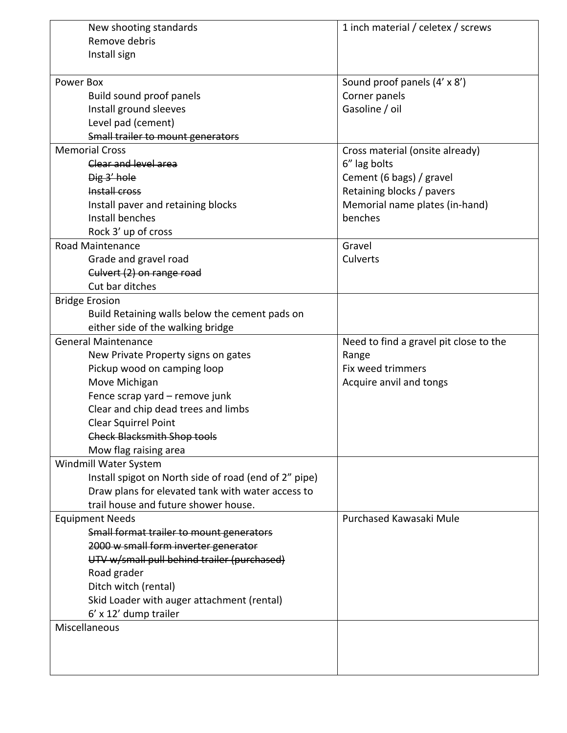| | |
|---|---|
| New shooting standards<br>Remove debris<br>Install sign | 1 inch material / celetex / screws |
| Power Box<br>Build sound proof panels<br>Install ground sleeves<br>Level pad (cement)<br>~~Small trailer to mount generators~~ | Sound proof panels (4' x 8')<br>Corner panels<br>Gasoline / oil |
| Memorial Cross<br>~~Clear and level area~~<br>~~Dig 3' hole~~<br>~~Install cross~~<br>Install paver and retaining blocks<br>Install benches<br>Rock 3' up of cross | Cross material (onsite already)<br>6" lag bolts<br>Cement (6 bags) / gravel<br>Retaining blocks / pavers<br>Memorial name plates (in-hand)<br>benches |
| Road Maintenance<br>Grade and gravel road<br>~~Culvert (2) on range road~~<br>Cut bar ditches | Gravel<br>Culverts |
| Bridge Erosion<br>Build Retaining walls below the cement pads on either side of the walking bridge | |
| General Maintenance<br>New Private Property signs on gates<br>Pickup wood on camping loop<br>Move Michigan<br>Fence scrap yard – remove junk<br>Clear and chip dead trees and limbs<br>Clear Squirrel Point<br>~~Check Blacksmith Shop tools~~<br>Mow flag raising area | Need to find a gravel pit close to the Range<br>Fix weed trimmers<br>Acquire anvil and tongs |
| Windmill Water System<br>Install spigot on North side of road (end of 2" pipe)<br>Draw plans for elevated tank with water access to trail house and future shower house. | |
| Equipment Needs<br>~~Small format trailer to mount generators~~<br>~~2000 w small form inverter generator~~<br>~~UTV w/small pull behind trailer (purchased)~~<br>Road grader<br>Ditch witch (rental)<br>Skid Loader with auger attachment (rental)<br>6' x 12' dump trailer | Purchased Kawasaki Mule |
| Miscellaneous | |